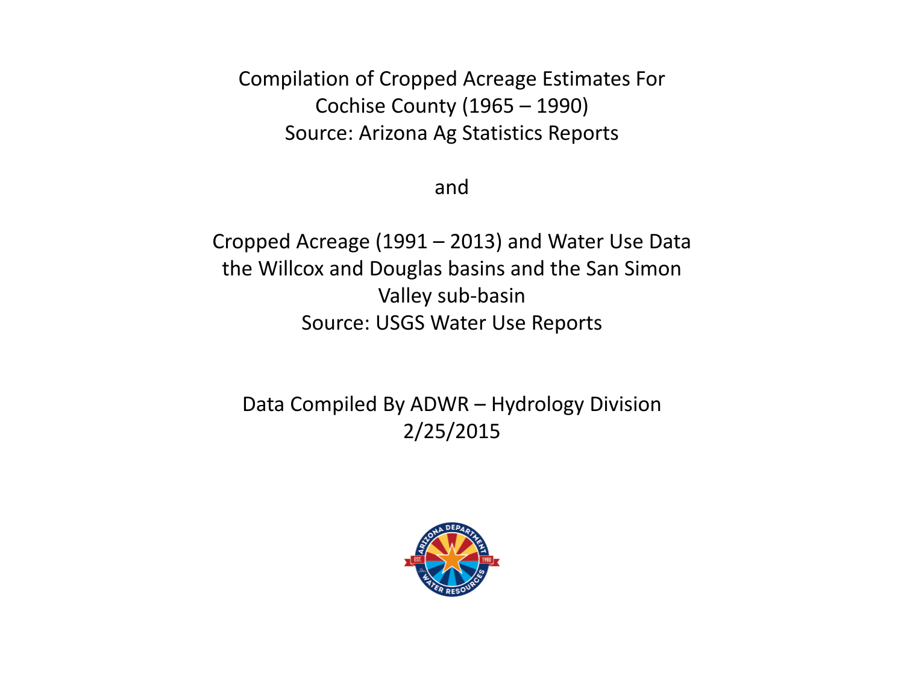Compilation of Cropped Acreage Estimates For Cochise County (1965 – 1990)
Source: Arizona Ag Statistics Reports

and

Cropped Acreage (1991 – 2013) and Water Use Data the Willcox and Douglas basins and the San Simon Valley sub-basin
Source: USGS Water Use Reports

Data Compiled By ADWR – Hydrology Division
2/25/2015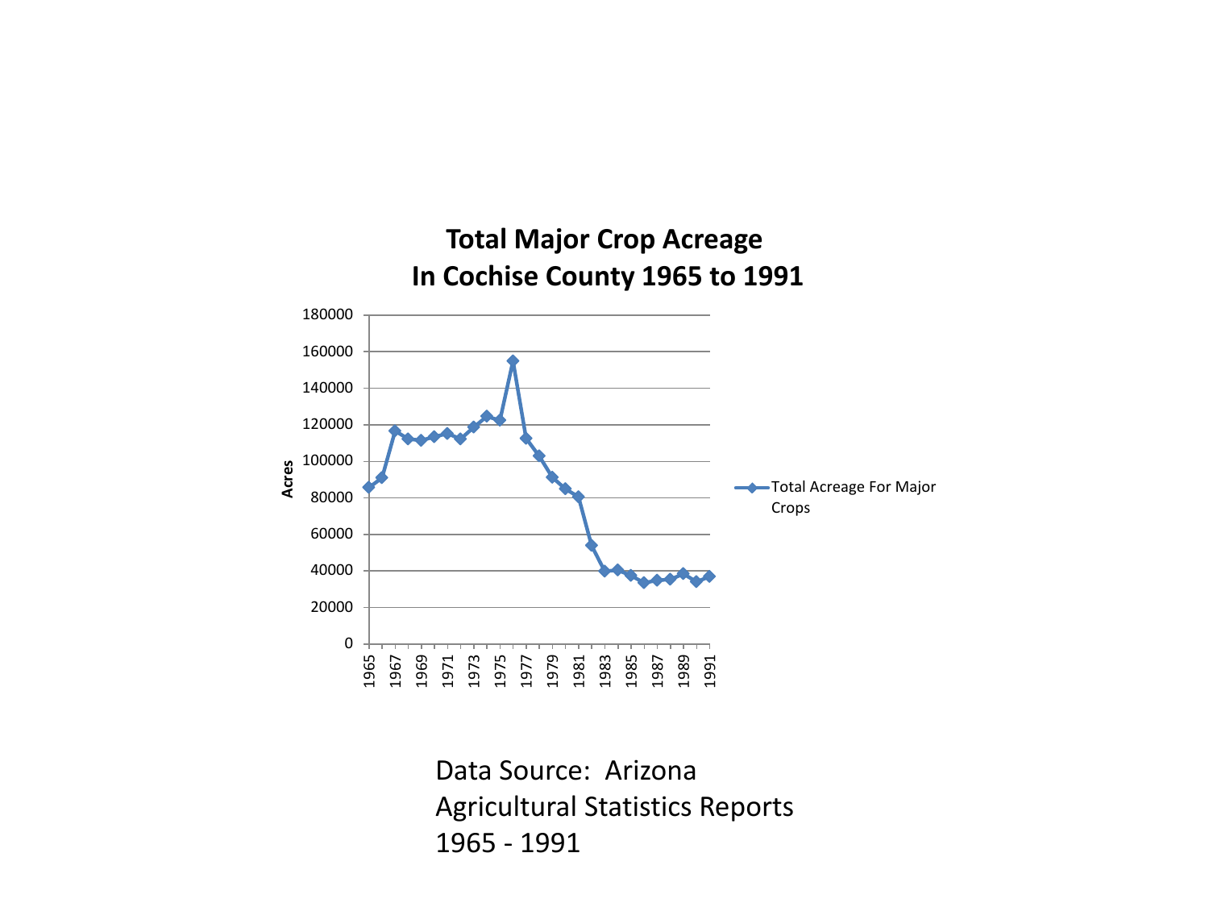**Total Major Crop Acreage In Cochise County 1965 to 1991**

Data Source: Arizona Agricultural Statistics Reports 1965 - 1991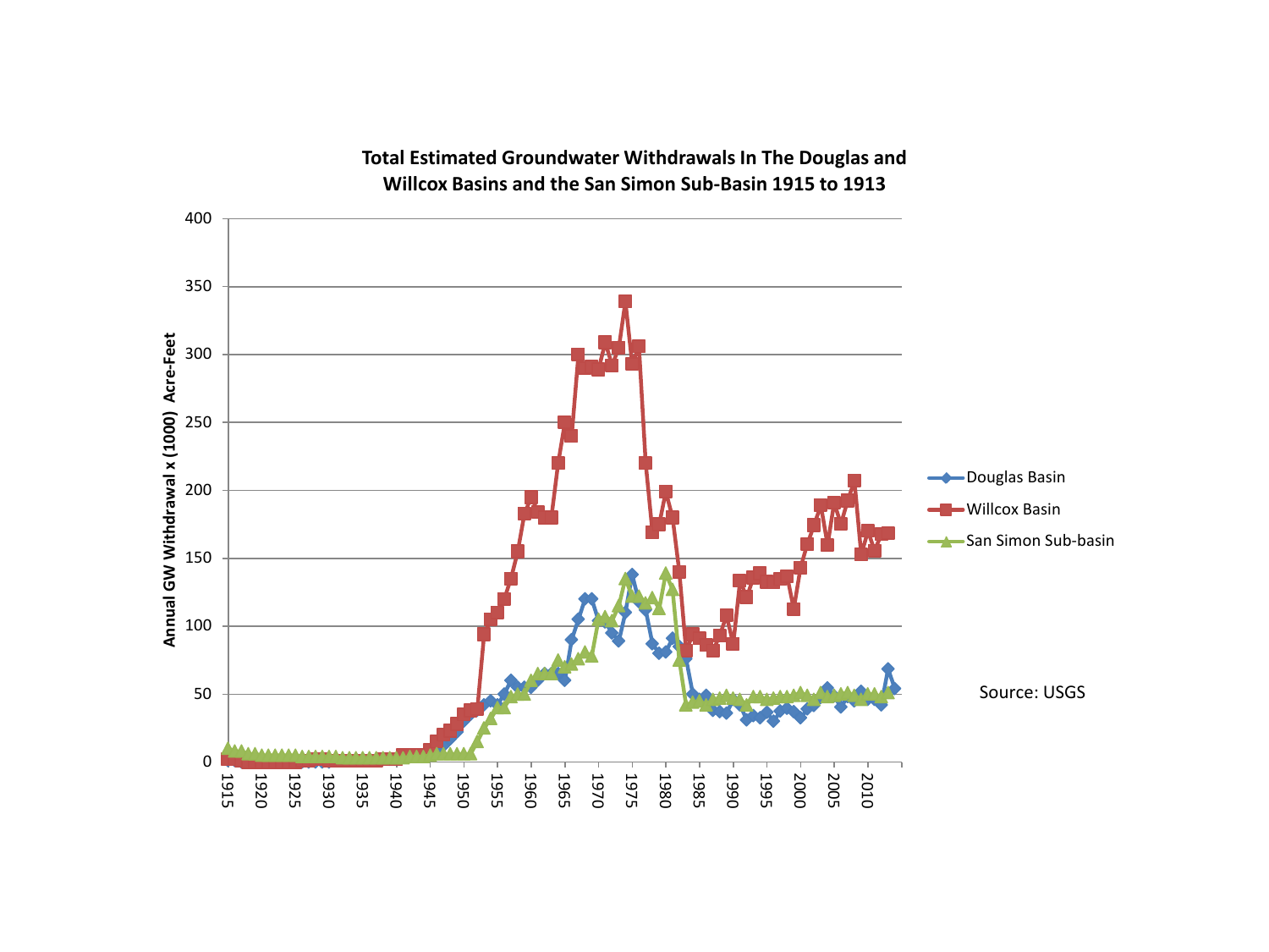**Total Estimated Groundwater Withdrawals In The Douglas and Willcox Basins and the San Simon Sub-Basin 1915 to 1913**

Annual GW Withdrawal x (1000) Acre-Feet

400
350
300
250
200
150
100
50
0

1915 1920 1925 1930 1935 1940 1945 1950 1955 1960 1965 1970 1975 1980 1985 1990 1995 2000 2005 2010

Douglas Basin
Willcox Basin
San Simon Sub-basin

Source: USGS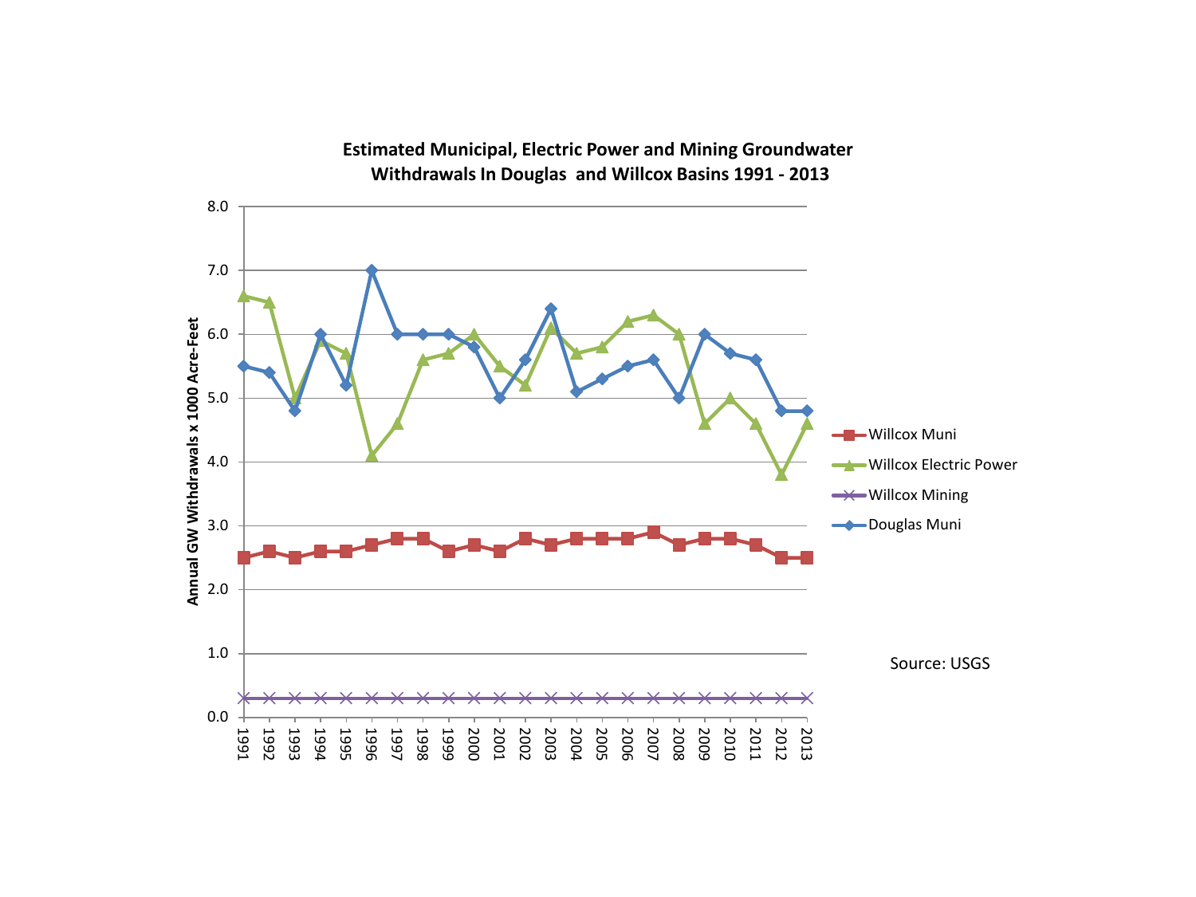**Estimated Municipal, Electric Power and Mining Groundwater Withdrawals In Douglas and Willcox Basins 1991 - 2013**

Annual GW Withdrawals x 1000 Acre-Feet

| Year | Willcox Muni | Willcox Electric Power | Willcox Mining | Douglas Muni |
| --- | --- | --- | --- | --- |
| 1991 | 2.5 | 6.6 | 0.3 | 5.5 |
| 1992 | 2.6 | 6.5 | 0.3 | 5.4 |
| 1993 | 2.5 | 5.0 | 0.3 | 4.8 |
| 1994 | 2.6 | 5.9 | 0.3 | 6.0 |
| 1995 | 2.6 | 5.7 | 0.3 | 5.2 |
| 1996 | 2.7 | 4.1 | 0.3 | 7.0 |
| 1997 | 2.8 | 4.6 | 0.3 | 6.0 |
| 1998 | 2.8 | 5.6 | 0.3 | 6.0 |
| 1999 | 2.6 | 5.7 | 0.3 | 6.0 |
| 2000 | 2.7 | 6.0 | 0.3 | 5.8 |
| 2001 | 2.6 | 5.5 | 0.3 | 5.0 |
| 2002 | 2.8 | 5.2 | 0.3 | 5.6 |
| 2003 | 2.7 | 6.1 | 0.3 | 6.4 |
| 2004 | 2.8 | 5.7 | 0.3 | 5.1 |
| 2005 | 2.8 | 5.8 | 0.3 | 5.3 |
| 2006 | 2.8 | 6.2 | 0.3 | 5.5 |
| 2007 | 2.9 | 6.3 | 0.3 | 5.6 |
| 2008 | 2.7 | 6.0 | 0.3 | 5.0 |
| 2009 | 2.8 | 4.6 | 0.3 | 6.0 |
| 2010 | 2.8 | 5.0 | 0.3 | 5.7 |
| 2011 | 2.7 | 4.6 | 0.3 | 5.6 |
| 2012 | 2.5 | 3.8 | 0.3 | 4.8 |
| 2013 | 2.5 | 4.6 | 0.3 | 4.8 |

Source: USGS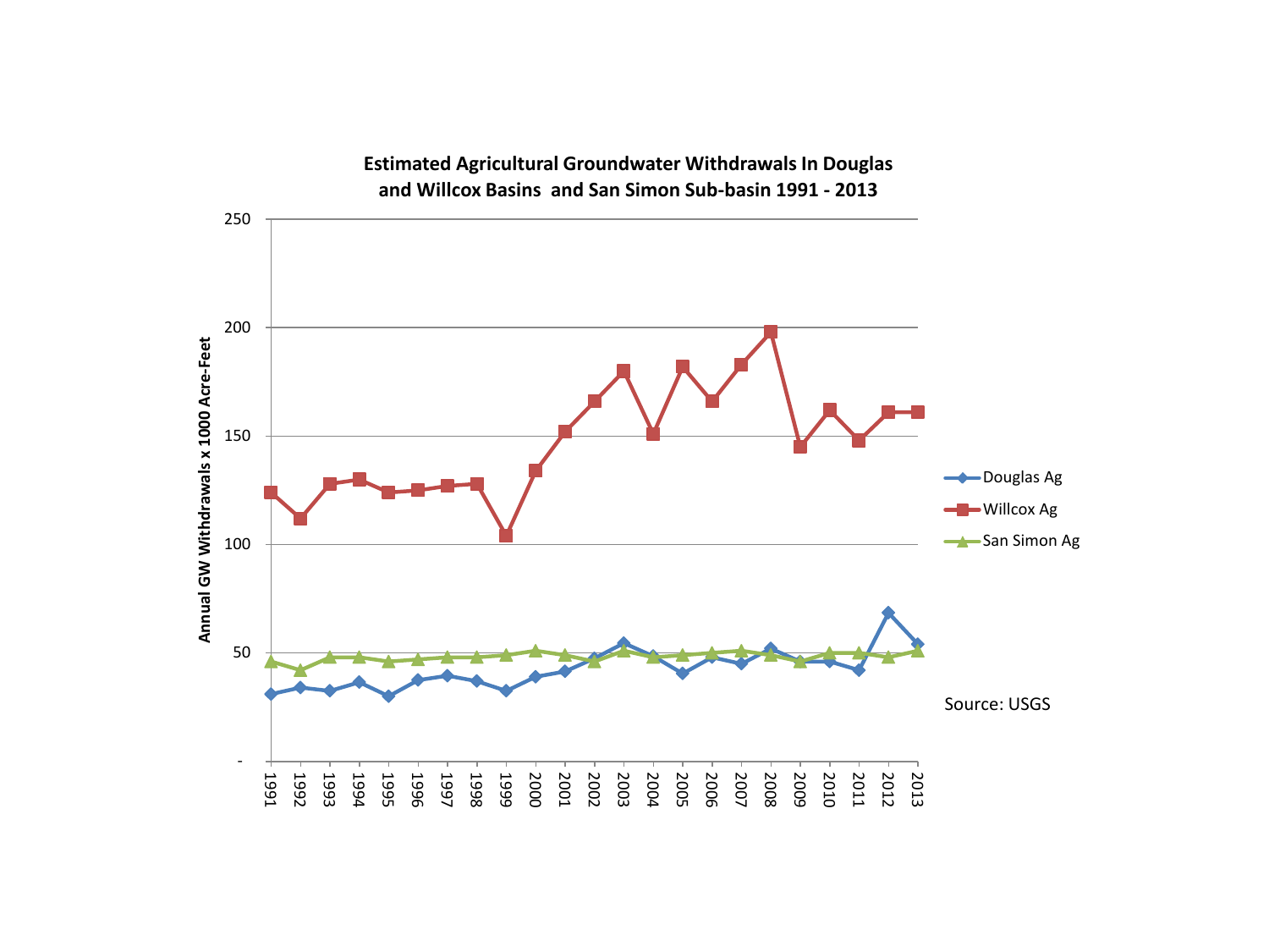**Estimated Agricultural Groundwater Withdrawals In Douglas and Willcox Basins and San Simon Sub-basin 1991 - 2013**

Annual GW Withdrawals x 1000 Acre-Feet

250
200
150
100
50
-

1991 1992 1993 1994 1995 1996 1997 1998 1999 2000 2001 2002 2003 2004 2005 2006 2007 2008 2009 2010 2011 2012 2013

- Douglas Ag
- Willcox Ag
- San Simon Ag

Source: USGS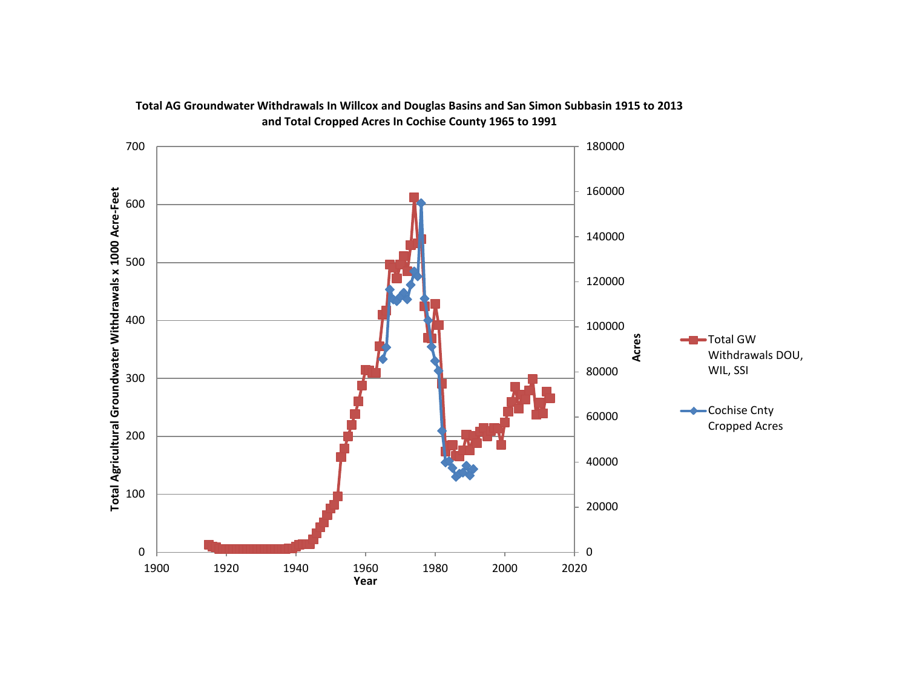**Total AG Groundwater Withdrawals In Willcox and Douglas Basins and San Simon Subbasin 1915 to 2013 and Total Cropped Acres In Cochise County 1965 to 1991**

Total Agricultural Groundwater Withdrawals x 1000 Acre-Feet

Acres

Year

Total GW Withdrawals DOU, WIL, SSI

Cochise Cnty Cropped Acres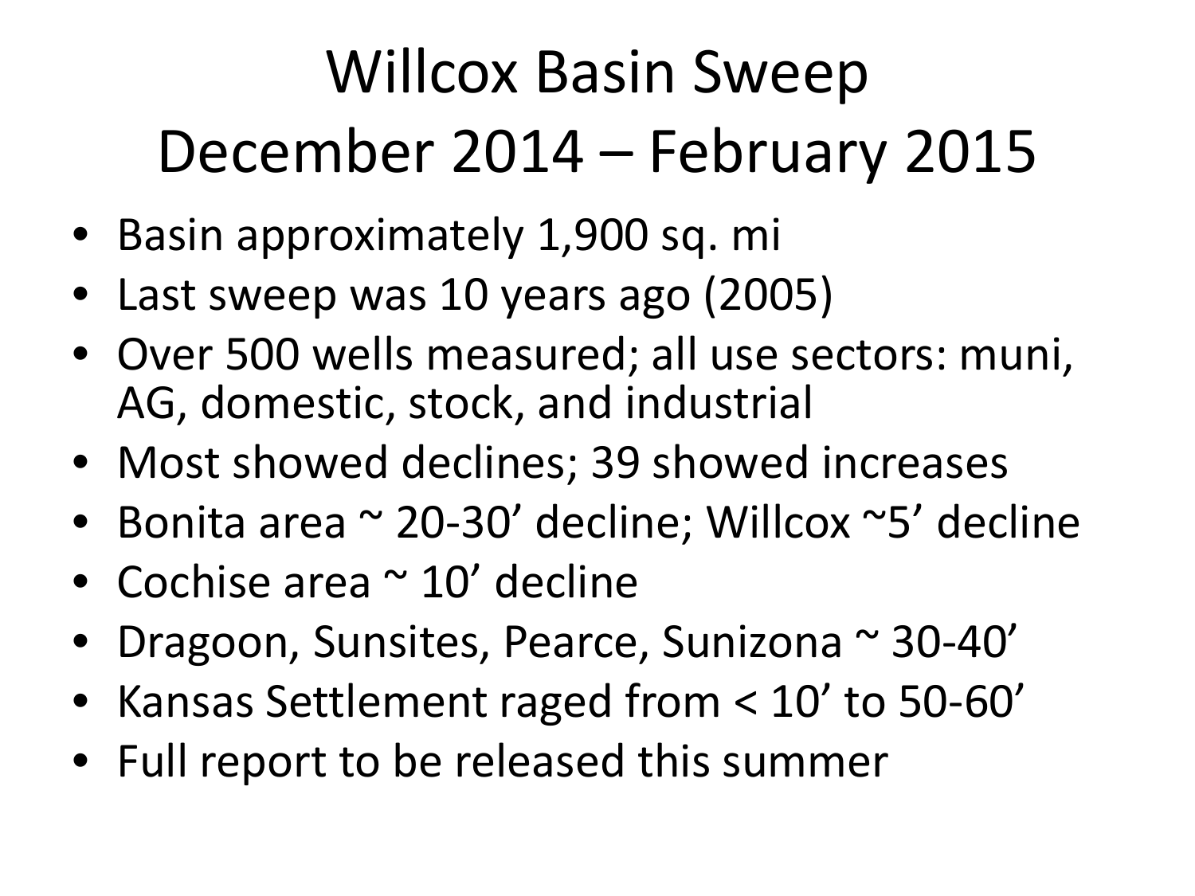# Willcox Basin Sweep December 2014 – February 2015

- Basin approximately 1,900 sq. mi
- Last sweep was 10 years ago (2005)
- Over 500 wells measured; all use sectors: muni, AG, domestic, stock, and industrial
- Most showed declines; 39 showed increases
- Bonita area ~ 20-30’ decline; Willcox ~5’ decline
- Cochise area ~ 10’ decline
- Dragoon, Sunsites, Pearce, Sunizona ~ 30-40’
- Kansas Settlement raged from < 10’ to 50-60’
- Full report to be released this summer